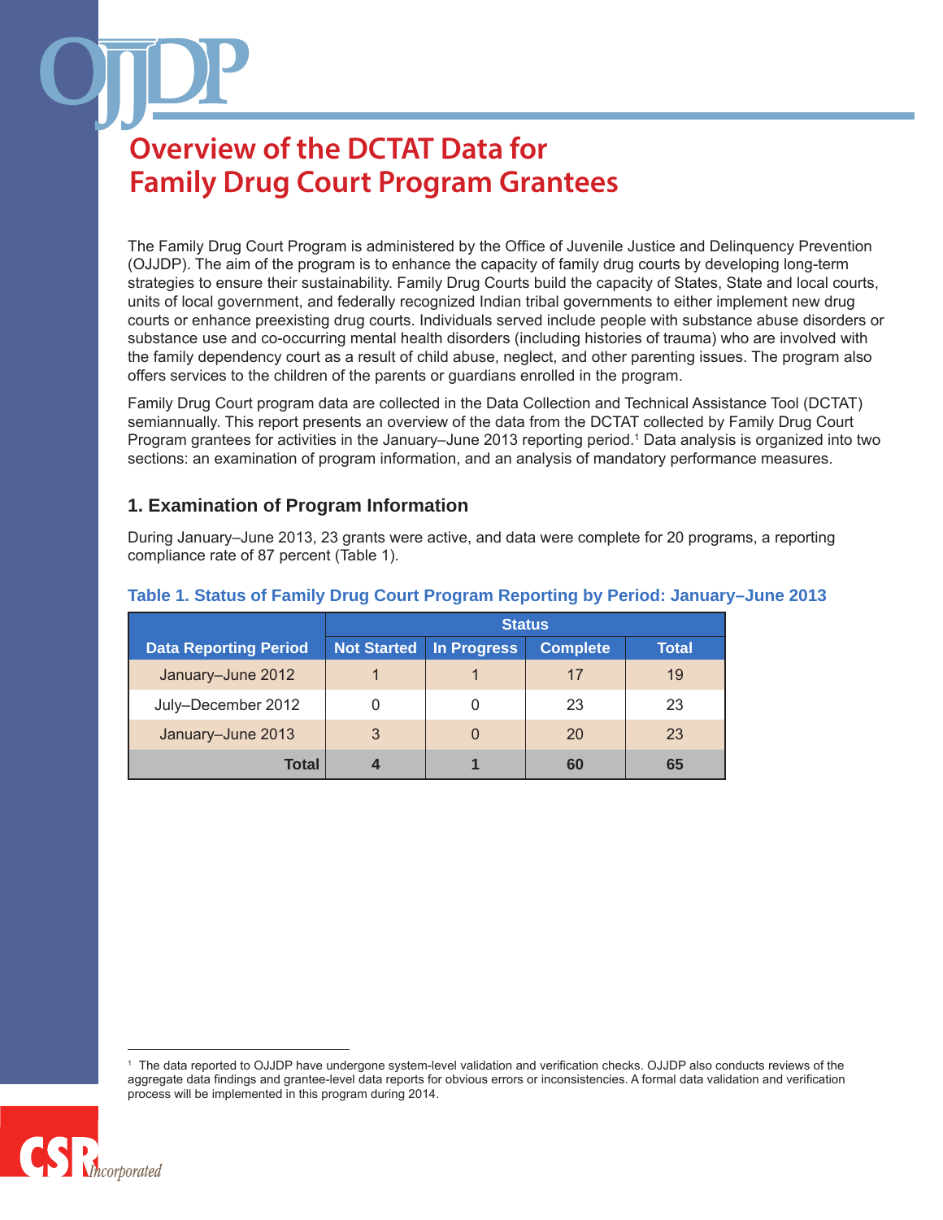# Overview of the DCTAT Data for Family Drug Court Program Grantees

The Family Drug Court Program is administered by the Office of Juvenile Justice and Delinquency Prevention (OJJDP). The aim of the program is to enhance the capacity of family drug courts by developing long-term strategies to ensure their sustainability. Family Drug Courts build the capacity of States, State and local courts, units of local government, and federally recognized Indian tribal governments to either implement new drug courts or enhance preexisting drug courts. Individuals served include people with substance abuse disorders or substance use and co-occurring mental health disorders (including histories of trauma) who are involved with the family dependency court as a result of child abuse, neglect, and other parenting issues. The program also offers services to the children of the parents or guardians enrolled in the program.

Family Drug Court program data are collected in the Data Collection and Technical Assistance Tool (DCTAT) semiannually. This report presents an overview of the data from the DCTAT collected by Family Drug Court Program grantees for activities in the January–June 2013 reporting period.[1] Data analysis is organized into two sections: an examination of program information, and an analysis of mandatory performance measures.

## 1. Examination of Program Information

During January–June 2013, 23 grants were active, and data were complete for 20 programs, a reporting compliance rate of 87 percent (Table 1).

**Table 1. Status of Family Drug Court Program Reporting by Period: January–June 2013**

| | Status | | | |
|---|---|---|---|---|
| Data Reporting Period | Not Started | In Progress | Complete | Total |
| January–June 2012 | 1 | 1 | 17 | 19 |
| July–December 2012 | 0 | 0 | 23 | 23 |
| January–June 2013 | 3 | 0 | 20 | 23 |
| **Total** | **4** | **1** | **60** | **65** |

[1] The data reported to OJJDP have undergone system-level validation and verification checks. OJJDP also conducts reviews of the aggregate data findings and grantee-level data reports for obvious errors or inconsistencies. A formal data validation and verification process will be implemented in this program during 2014.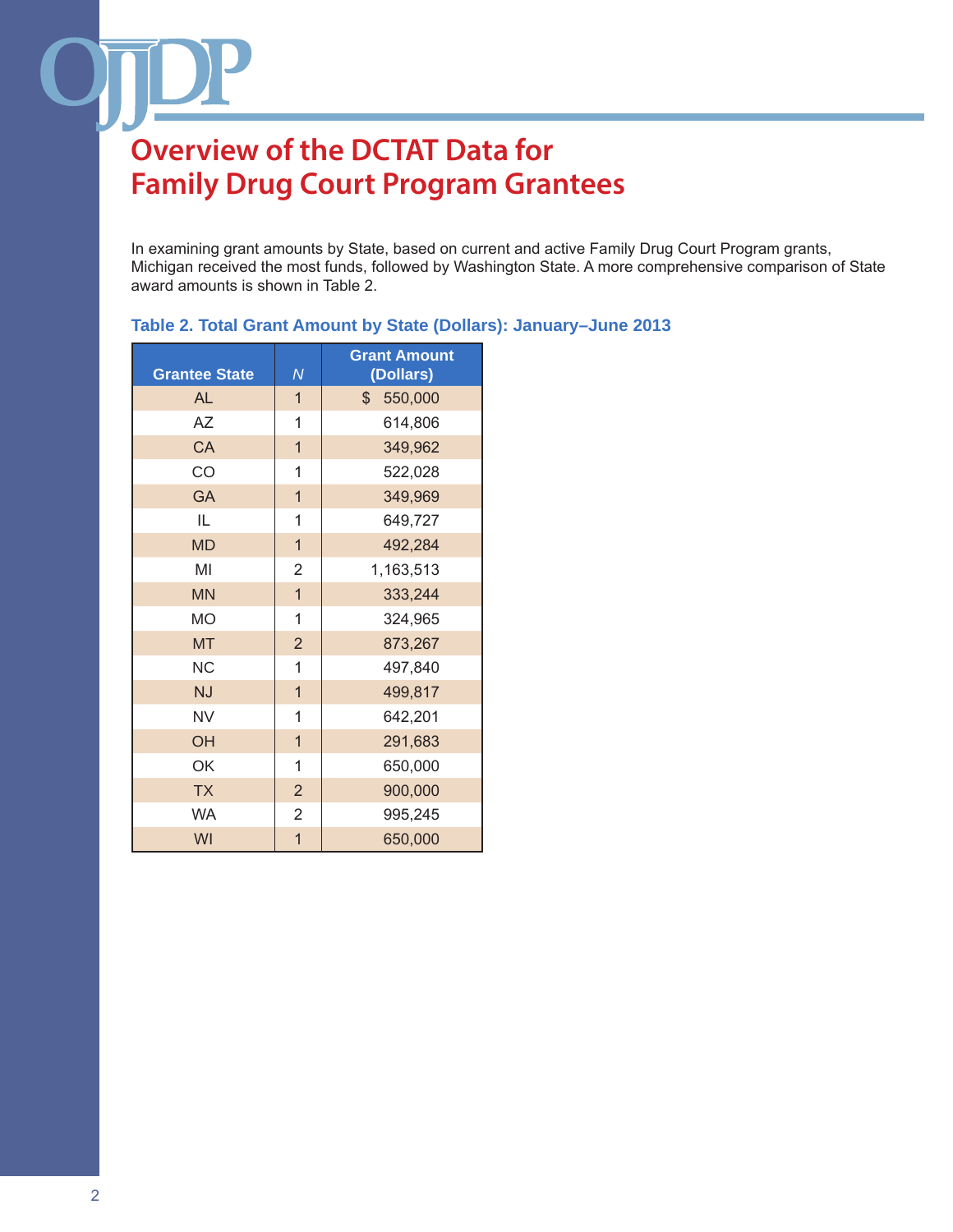# Overview of the DCTAT Data for Family Drug Court Program Grantees

In examining grant amounts by State, based on current and active Family Drug Court Program grants, Michigan received the most funds, followed by Washington State. A more comprehensive comparison of State award amounts is shown in Table 2.

### Table 2. Total Grant Amount by State (Dollars): January–June 2013

| Grantee State | *N* | Grant Amount (Dollars) |
|---|---|---|
| AL | 1 | $ 550,000 |
| AZ | 1 | 614,806 |
| CA | 1 | 349,962 |
| CO | 1 | 522,028 |
| GA | 1 | 349,969 |
| IL | 1 | 649,727 |
| MD | 1 | 492,284 |
| MI | 2 | 1,163,513 |
| MN | 1 | 333,244 |
| MO | 1 | 324,965 |
| MT | 2 | 873,267 |
| NC | 1 | 497,840 |
| NJ | 1 | 499,817 |
| NV | 1 | 642,201 |
| OH | 1 | 291,683 |
| OK | 1 | 650,000 |
| TX | 2 | 900,000 |
| WA | 2 | 995,245 |
| WI | 1 | 650,000 |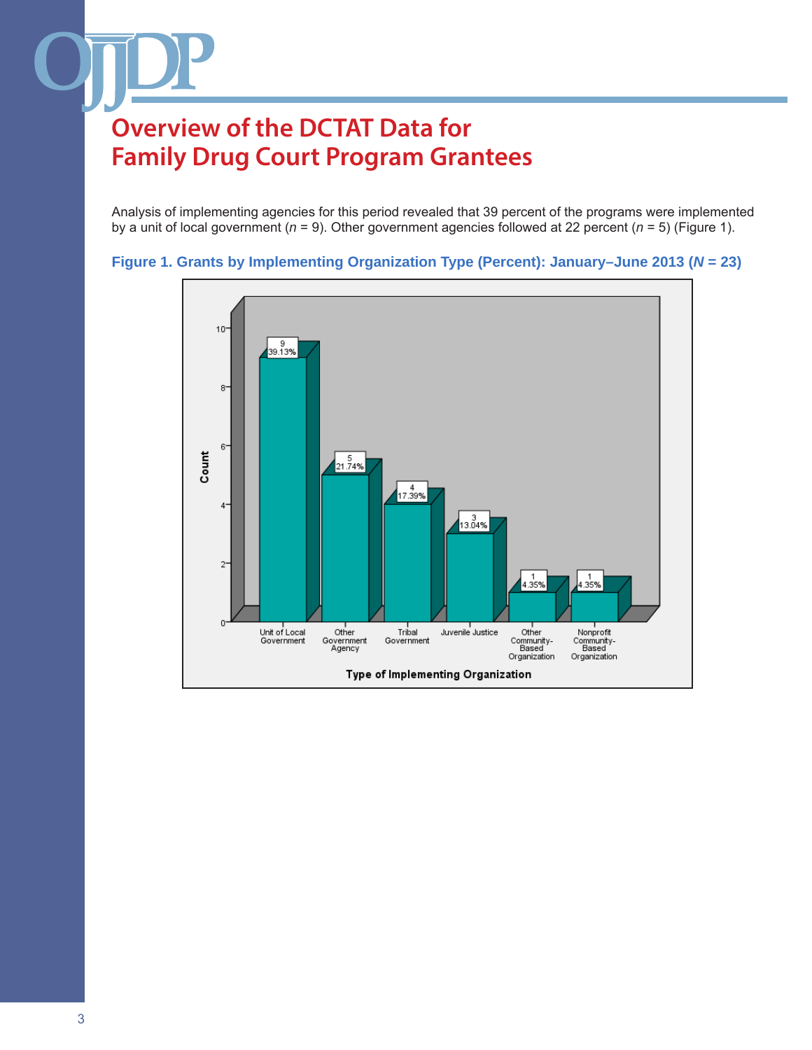# Overview of the DCTAT Data for Family Drug Court Program Grantees

Analysis of implementing agencies for this period revealed that 39 percent of the programs were implemented by a unit of local government (*n* = 9). Other government agencies followed at 22 percent (*n* = 5) (Figure 1).

**Figure 1. Grants by Implementing Organization Type (Percent): January–June 2013 (*N* = 23)**

| Type of Implementing Organization | Count | Percent |
| --- | --- | --- |
| Unit of Local Government | 9 | 39.13% |
| Other Government Agency | 5 | 21.74% |
| Tribal Government | 4 | 17.39% |
| Juvenile Justice | 3 | 13.04% |
| Other Community-Based Organization | 1 | 4.35% |
| Nonprofit Community-Based Organization | 1 | 4.35% |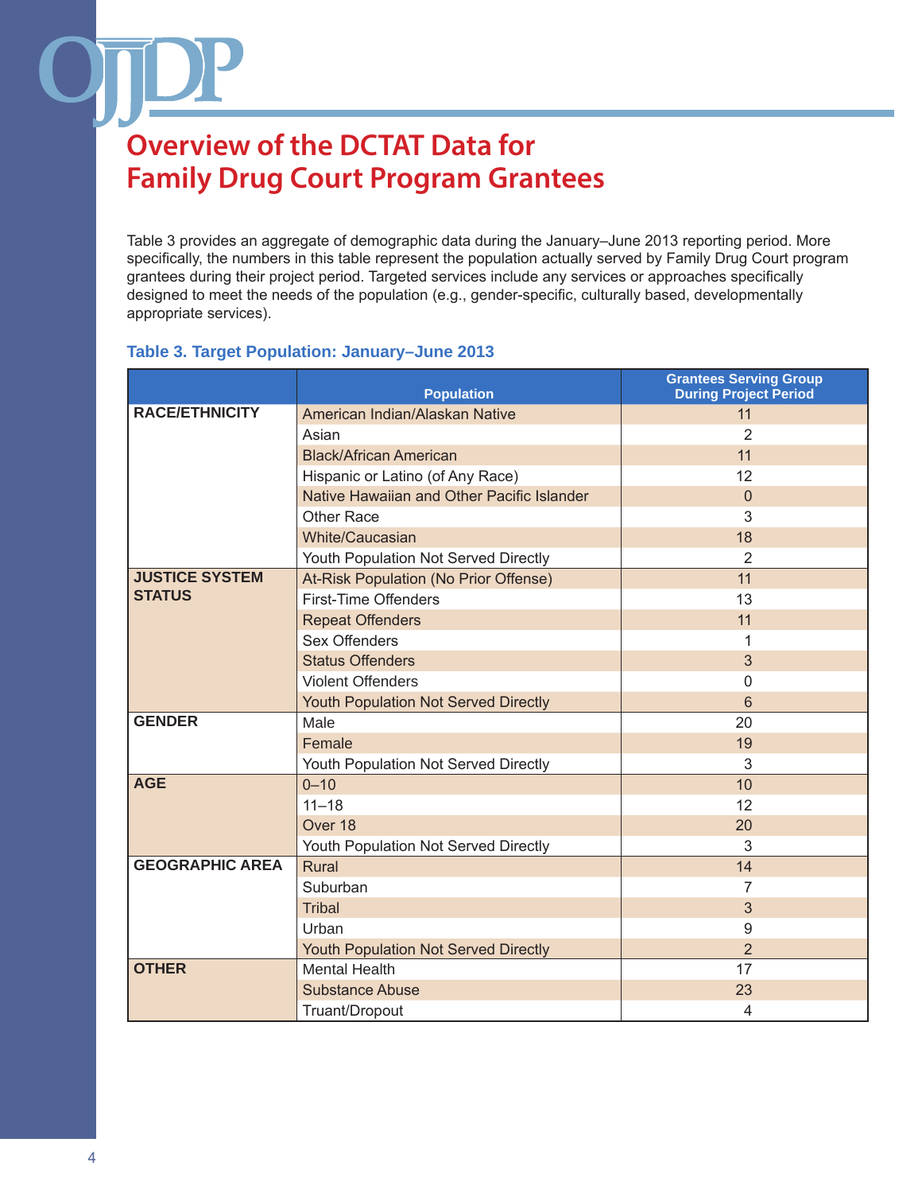# Overview of the DCTAT Data for Family Drug Court Program Grantees

Table 3 provides an aggregate of demographic data during the January–June 2013 reporting period. More specifically, the numbers in this table represent the population actually served by Family Drug Court program grantees during their project period. Targeted services include any services or approaches specifically designed to meet the needs of the population (e.g., gender-specific, culturally based, developmentally appropriate services).

**Table 3. Target Population: January–June 2013**

| | Population | Grantees Serving Group During Project Period |
|---|---|---|
| **RACE/ETHNICITY** | American Indian/Alaskan Native | 11 |
| | Asian | 2 |
| | Black/African American | 11 |
| | Hispanic or Latino (of Any Race) | 12 |
| | Native Hawaiian and Other Pacific Islander | 0 |
| | Other Race | 3 |
| | White/Caucasian | 18 |
| | Youth Population Not Served Directly | 2 |
| **JUSTICE SYSTEM STATUS** | At-Risk Population (No Prior Offense) | 11 |
| | First-Time Offenders | 13 |
| | Repeat Offenders | 11 |
| | Sex Offenders | 1 |
| | Status Offenders | 3 |
| | Violent Offenders | 0 |
| | Youth Population Not Served Directly | 6 |
| **GENDER** | Male | 20 |
| | Female | 19 |
| | Youth Population Not Served Directly | 3 |
| **AGE** | 0–10 | 10 |
| | 11–18 | 12 |
| | Over 18 | 20 |
| | Youth Population Not Served Directly | 3 |
| **GEOGRAPHIC AREA** | Rural | 14 |
| | Suburban | 7 |
| | Tribal | 3 |
| | Urban | 9 |
| | Youth Population Not Served Directly | 2 |
| **OTHER** | Mental Health | 17 |
| | Substance Abuse | 23 |
| | Truant/Dropout | 4 |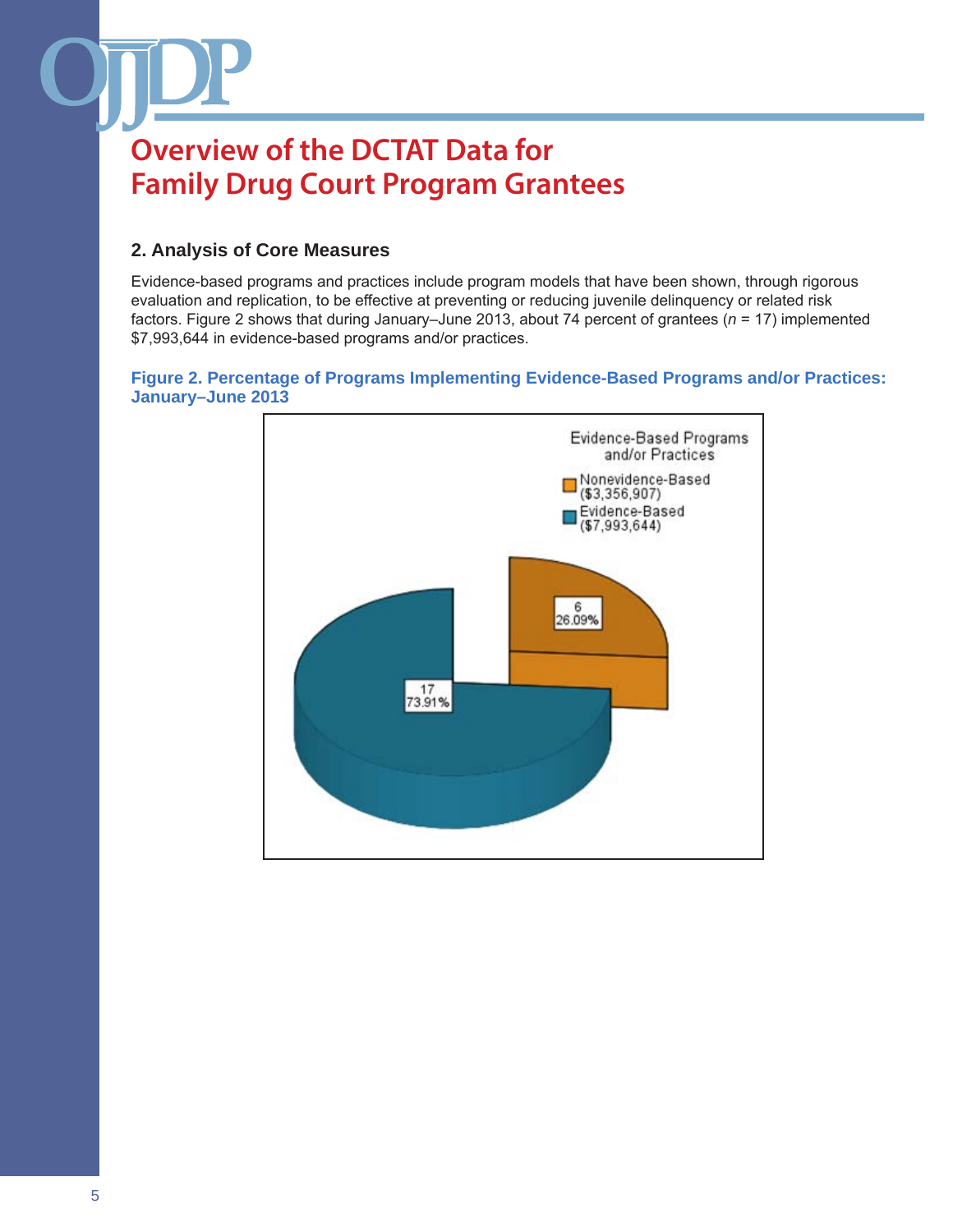# Overview of the DCTAT Data for Family Drug Court Program Grantees

## 2. Analysis of Core Measures

Evidence-based programs and practices include program models that have been shown, through rigorous evaluation and replication, to be effective at preventing or reducing juvenile delinquency or related risk factors. Figure 2 shows that during January–June 2013, about 74 percent of grantees (*n* = 17) implemented $7,993,644 in evidence-based programs and/or practices.

**Figure 2. Percentage of Programs Implementing Evidence-Based Programs and/or Practices: January–June 2013**

Evidence-Based Programs and/or Practices

- Nonevidence-Based ($3,356,907)
- Evidence-Based ($7,993,644)

6
26.09%

17
73.91%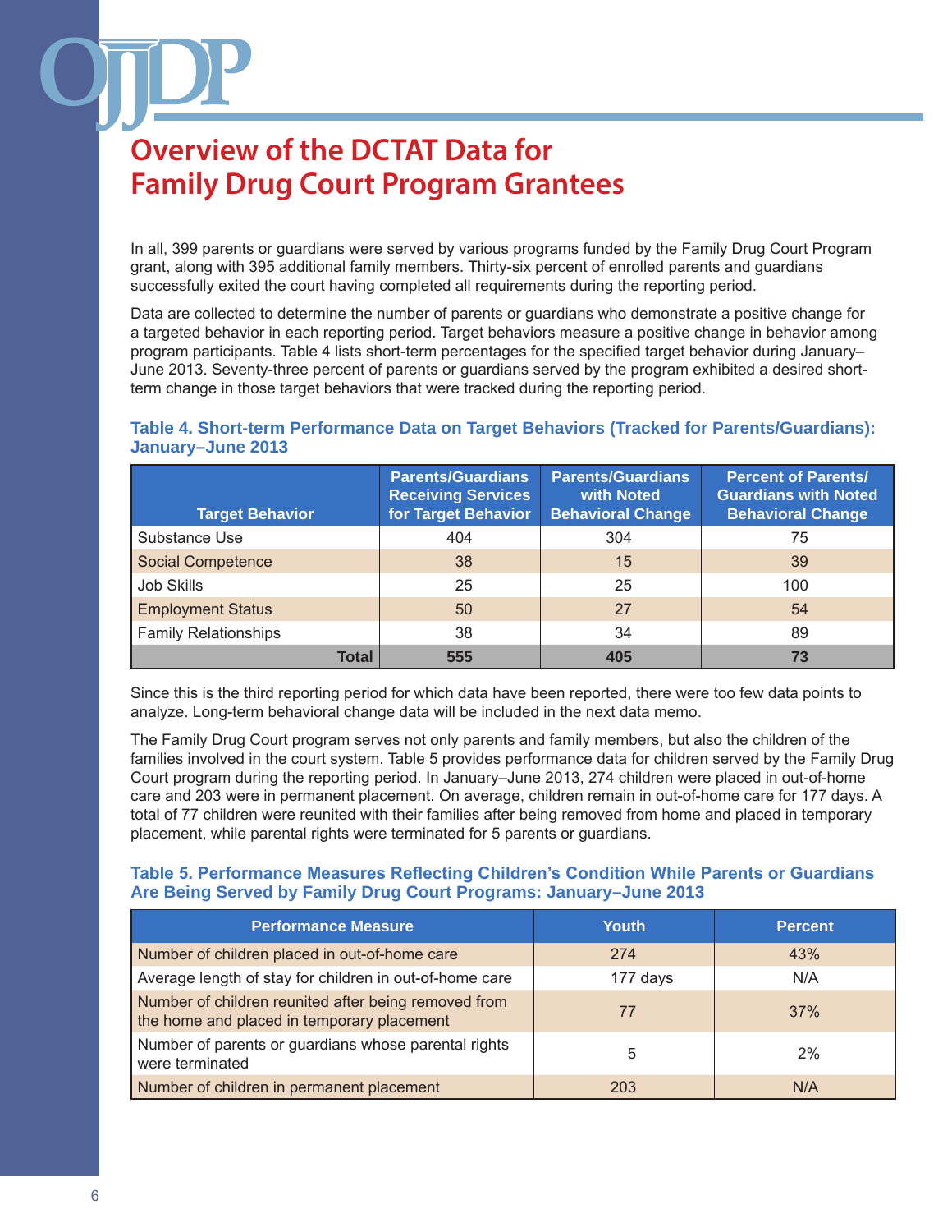# Overview of the DCTAT Data for Family Drug Court Program Grantees

In all, 399 parents or guardians were served by various programs funded by the Family Drug Court Program grant, along with 395 additional family members. Thirty-six percent of enrolled parents and guardians successfully exited the court having completed all requirements during the reporting period.

Data are collected to determine the number of parents or guardians who demonstrate a positive change for a targeted behavior in each reporting period. Target behaviors measure a positive change in behavior among program participants. Table 4 lists short-term percentages for the specified target behavior during January–June 2013. Seventy-three percent of parents or guardians served by the program exhibited a desired short-term change in those target behaviors that were tracked during the reporting period.

### Table 4. Short-term Performance Data on Target Behaviors (Tracked for Parents/Guardians): January–June 2013

| Target Behavior | Parents/Guardians Receiving Services for Target Behavior | Parents/Guardians with Noted Behavioral Change | Percent of Parents/ Guardians with Noted Behavioral Change |
|---|---|---|---|
| Substance Use | 404 | 304 | 75 |
| Social Competence | 38 | 15 | 39 |
| Job Skills | 25 | 25 | 100 |
| Employment Status | 50 | 27 | 54 |
| Family Relationships | 38 | 34 | 89 |
| **Total** | **555** | **405** | **73** |

Since this is the third reporting period for which data have been reported, there were too few data points to analyze. Long-term behavioral change data will be included in the next data memo.

The Family Drug Court program serves not only parents and family members, but also the children of the families involved in the court system. Table 5 provides performance data for children served by the Family Drug Court program during the reporting period. In January–June 2013, 274 children were placed in out-of-home care and 203 were in permanent placement. On average, children remain in out-of-home care for 177 days. A total of 77 children were reunited with their families after being removed from home and placed in temporary placement, while parental rights were terminated for 5 parents or guardians.

### Table 5. Performance Measures Reflecting Children's Condition While Parents or Guardians Are Being Served by Family Drug Court Programs: January–June 2013

| Performance Measure | Youth | Percent |
|---|---|---|
| Number of children placed in out-of-home care | 274 | 43% |
| Average length of stay for children in out-of-home care | 177 days | N/A |
| Number of children reunited after being removed from the home and placed in temporary placement | 77 | 37% |
| Number of parents or guardians whose parental rights were terminated | 5 | 2% |
| Number of children in permanent placement | 203 | N/A |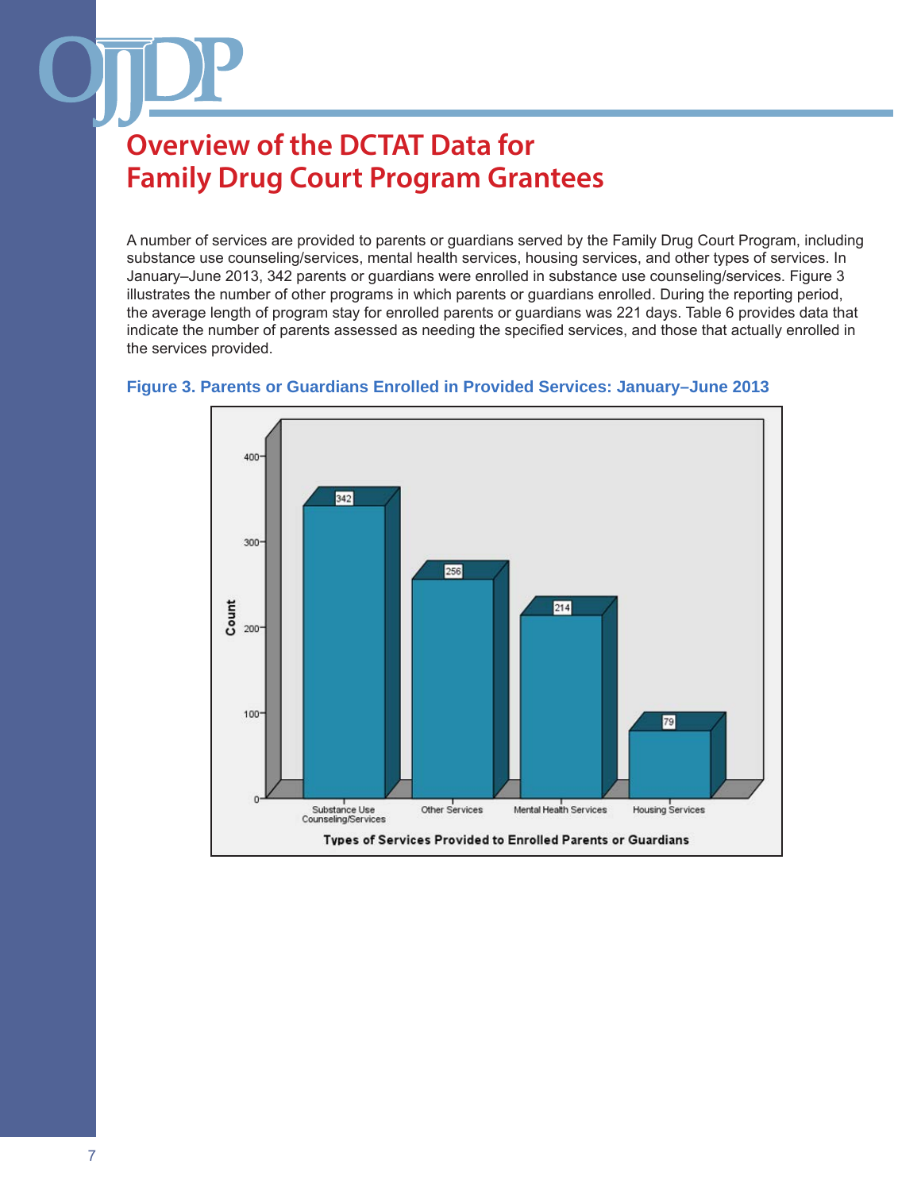# Overview of the DCTAT Data for Family Drug Court Program Grantees

A number of services are provided to parents or guardians served by the Family Drug Court Program, including substance use counseling/services, mental health services, housing services, and other types of services. In January–June 2013, 342 parents or guardians were enrolled in substance use counseling/services. Figure 3 illustrates the number of other programs in which parents or guardians enrolled. During the reporting period, the average length of program stay for enrolled parents or guardians was 221 days. Table 6 provides data that indicate the number of parents assessed as needing the specified services, and those that actually enrolled in the services provided.

**Figure 3. Parents or Guardians Enrolled in Provided Services: January–June 2013**

| Types of Services Provided to Enrolled Parents or Guardians | Count |
|---|---|
| Substance Use Counseling/Services | 342 |
| Other Services | 256 |
| Mental Health Services | 214 |
| Housing Services | 79 |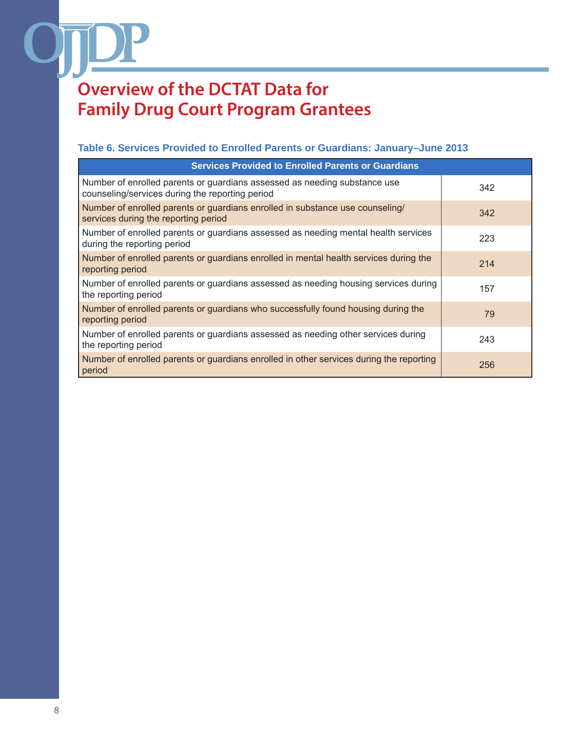# Overview of the DCTAT Data for Family Drug Court Program Grantees

### Table 6. Services Provided to Enrolled Parents or Guardians: January–June 2013

| Services Provided to Enrolled Parents or Guardians | |
|---|---|
| Number of enrolled parents or guardians assessed as needing substance use counseling/services during the reporting period | 342 |
| Number of enrolled parents or guardians enrolled in substance use counseling/services during the reporting period | 342 |
| Number of enrolled parents or guardians assessed as needing mental health services during the reporting period | 223 |
| Number of enrolled parents or guardians enrolled in mental health services during the reporting period | 214 |
| Number of enrolled parents or guardians assessed as needing housing services during the reporting period | 157 |
| Number of enrolled parents or guardians who successfully found housing during the reporting period | 79 |
| Number of enrolled parents or guardians assessed as needing other services during the reporting period | 243 |
| Number of enrolled parents or guardians enrolled in other services during the reporting period | 256 |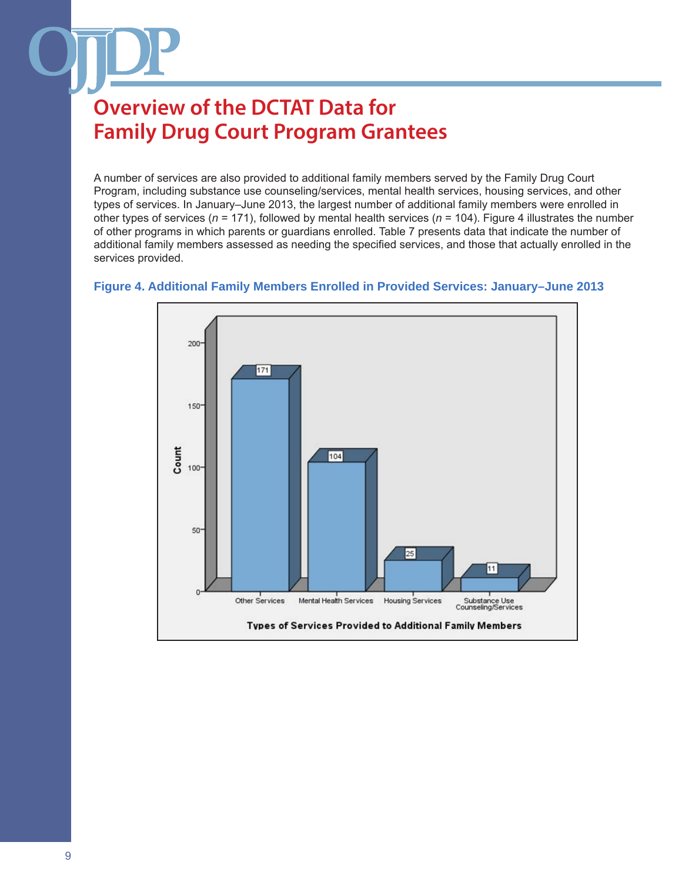# Overview of the DCTAT Data for Family Drug Court Program Grantees

A number of services are also provided to additional family members served by the Family Drug Court Program, including substance use counseling/services, mental health services, housing services, and other types of services. In January–June 2013, the largest number of additional family members were enrolled in other types of services ($n$ = 171), followed by mental health services ($n$ = 104). Figure 4 illustrates the number of other programs in which parents or guardians enrolled. Table 7 presents data that indicate the number of additional family members assessed as needing the specified services, and those that actually enrolled in the services provided.

**Figure 4. Additional Family Members Enrolled in Provided Services: January–June 2013**

| Types of Services Provided to Additional Family Members | Count |
|---|---|
| Other Services | 171 |
| Mental Health Services | 104 |
| Housing Services | 25 |
| Substance Use Counseling/Services | 11 |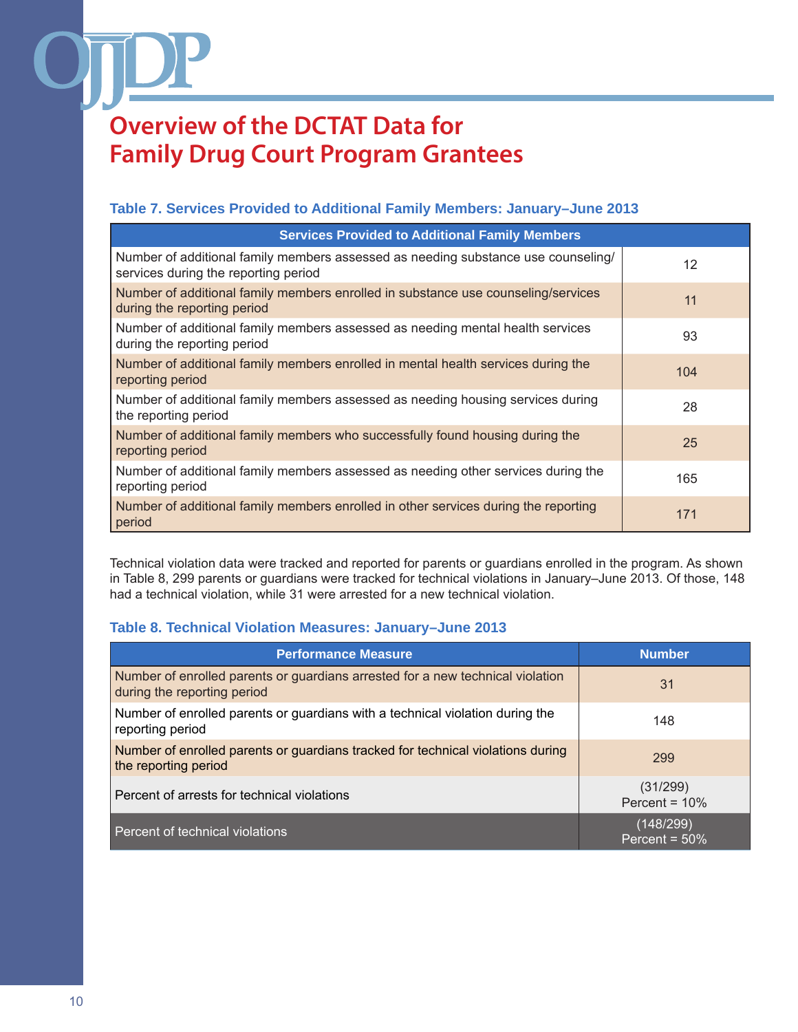# Overview of the DCTAT Data for Family Drug Court Program Grantees

### Table 7. Services Provided to Additional Family Members: January–June 2013

| Services Provided to Additional Family Members | |
|---|---|
| Number of additional family members assessed as needing substance use counseling/services during the reporting period | 12 |
| Number of additional family members enrolled in substance use counseling/services during the reporting period | 11 |
| Number of additional family members assessed as needing mental health services during the reporting period | 93 |
| Number of additional family members enrolled in mental health services during the reporting period | 104 |
| Number of additional family members assessed as needing housing services during the reporting period | 28 |
| Number of additional family members who successfully found housing during the reporting period | 25 |
| Number of additional family members assessed as needing other services during the reporting period | 165 |
| Number of additional family members enrolled in other services during the reporting period | 171 |

Technical violation data were tracked and reported for parents or guardians enrolled in the program. As shown in Table 8, 299 parents or guardians were tracked for technical violations in January–June 2013. Of those, 148 had a technical violation, while 31 were arrested for a new technical violation.

### Table 8. Technical Violation Measures: January–June 2013

| Performance Measure | Number |
|---|---|
| Number of enrolled parents or guardians arrested for a new technical violation during the reporting period | 31 |
| Number of enrolled parents or guardians with a technical violation during the reporting period | 148 |
| Number of enrolled parents or guardians tracked for technical violations during the reporting period | 299 |
| Percent of arrests for technical violations | (31/299) Percent = 10% |
| Percent of technical violations | (148/299) Percent = 50% |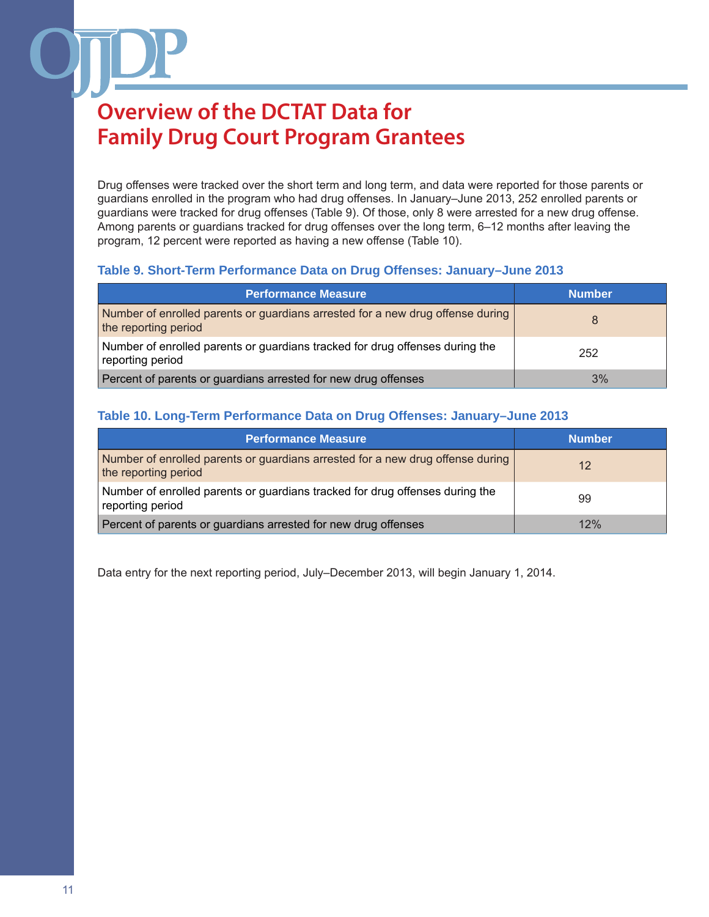# Overview of the DCTAT Data for Family Drug Court Program Grantees

Drug offenses were tracked over the short term and long term, and data were reported for those parents or guardians enrolled in the program who had drug offenses. In January–June 2013, 252 enrolled parents or guardians were tracked for drug offenses (Table 9). Of those, only 8 were arrested for a new drug offense. Among parents or guardians tracked for drug offenses over the long term, 6–12 months after leaving the program, 12 percent were reported as having a new offense (Table 10).

### Table 9. Short-Term Performance Data on Drug Offenses: January–June 2013

| Performance Measure | Number |
|---|---|
| Number of enrolled parents or guardians arrested for a new drug offense during the reporting period | 8 |
| Number of enrolled parents or guardians tracked for drug offenses during the reporting period | 252 |
| Percent of parents or guardians arrested for new drug offenses | 3% |

### Table 10. Long-Term Performance Data on Drug Offenses: January–June 2013

| Performance Measure | Number |
|---|---|
| Number of enrolled parents or guardians arrested for a new drug offense during the reporting period | 12 |
| Number of enrolled parents or guardians tracked for drug offenses during the reporting period | 99 |
| Percent of parents or guardians arrested for new drug offenses | 12% |

Data entry for the next reporting period, July–December 2013, will begin January 1, 2014.